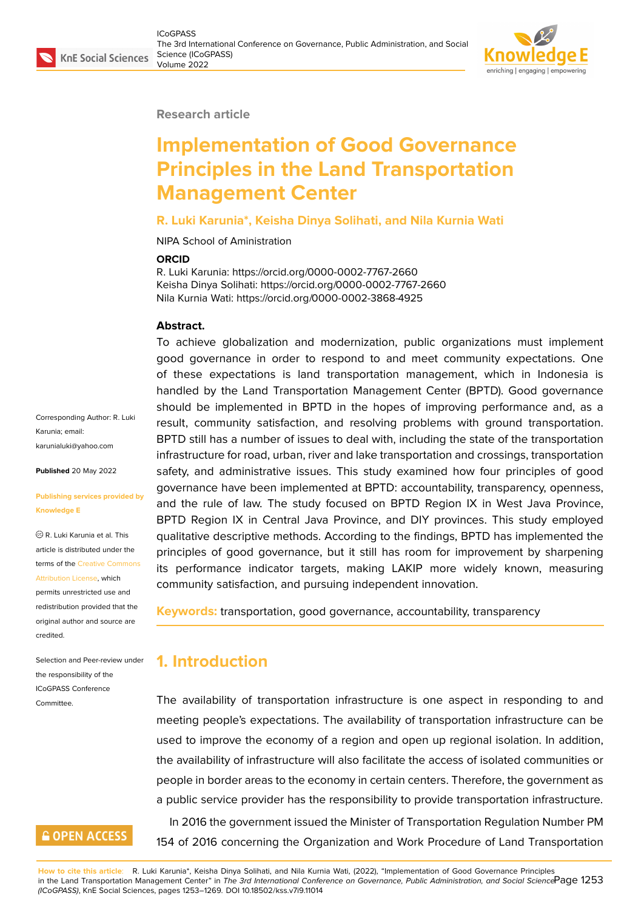Research article

# Implementation of Good Governance Principles in the Land Transportation Management Center

**R. Luki Karunia*, Keisha Dinya Solihati, and Nila Kurnia Wati**

NIPA School of Aministration

**ORCID**

R. Luki Karunia: https://orcid.org/0000-0002-7767-2660
Keisha Dinya Solihati: https://orcid.org/0000-0002-7767-2660
Nila Kurnia Wati: https://orcid.org/0000-0002-3868-4925

Corresponding Author: R. Luki Karunia; email: karunialuki@yahoo.com

**Published** 20 May 2022

**Publishing services provided by Knowledge E**

© R. Luki Karunia et al. This article is distributed under the terms of the Creative Commons Attribution License, which permits unrestricted use and redistribution provided that the original author and source are credited.

Selection and Peer-review under the responsibility of the ICoGPASS Conference Committee.

**Abstract.**

To achieve globalization and modernization, public organizations must implement good governance in order to respond to and meet community expectations. One of these expectations is land transportation management, which in Indonesia is handled by the Land Transportation Management Center (BPTD). Good governance should be implemented in BPTD in the hopes of improving performance and, as a result, community satisfaction, and resolving problems with ground transportation. BPTD still has a number of issues to deal with, including the state of the transportation infrastructure for road, urban, river and lake transportation and crossings, transportation safety, and administrative issues. This study examined how four principles of good governance have been implemented at BPTD: accountability, transparency, openness, and the rule of law. The study focused on BPTD Region IX in West Java Province, BPTD Region IX in Central Java Province, and DIY provinces. This study employed qualitative descriptive methods. According to the findings, BPTD has implemented the principles of good governance, but it still has room for improvement by sharpening its performance indicator targets, making LAKIP more widely known, measuring community satisfaction, and pursuing independent innovation.

**Keywords:** transportation, good governance, accountability, transparency

## 1. Introduction

The availability of transportation infrastructure is one aspect in responding to and meeting people's expectations. The availability of transportation infrastructure can be used to improve the economy of a region and open up regional isolation. In addition, the availability of infrastructure will also facilitate the access of isolated communities or people in border areas to the economy in certain centers. Therefore, the government as a public service provider has the responsibility to provide transportation infrastructure.

In 2016 the government issued the Minister of Transportation Regulation Number PM 154 of 2016 concerning the Organization and Work Procedure of Land Transportation

**How to cite this article**: R. Luki Karunia*, Keisha Dinya Solihati, and Nila Kurnia Wati, (2022), "Implementation of Good Governance Principles in the Land Transportation Management Center" in *The 3rd International Conference on Governance, Public Administration, and Social Science (ICoGPASS)*, KnE Social Sciences, pages 1253–1269. DOI 10.18502/kss.v7i9.11014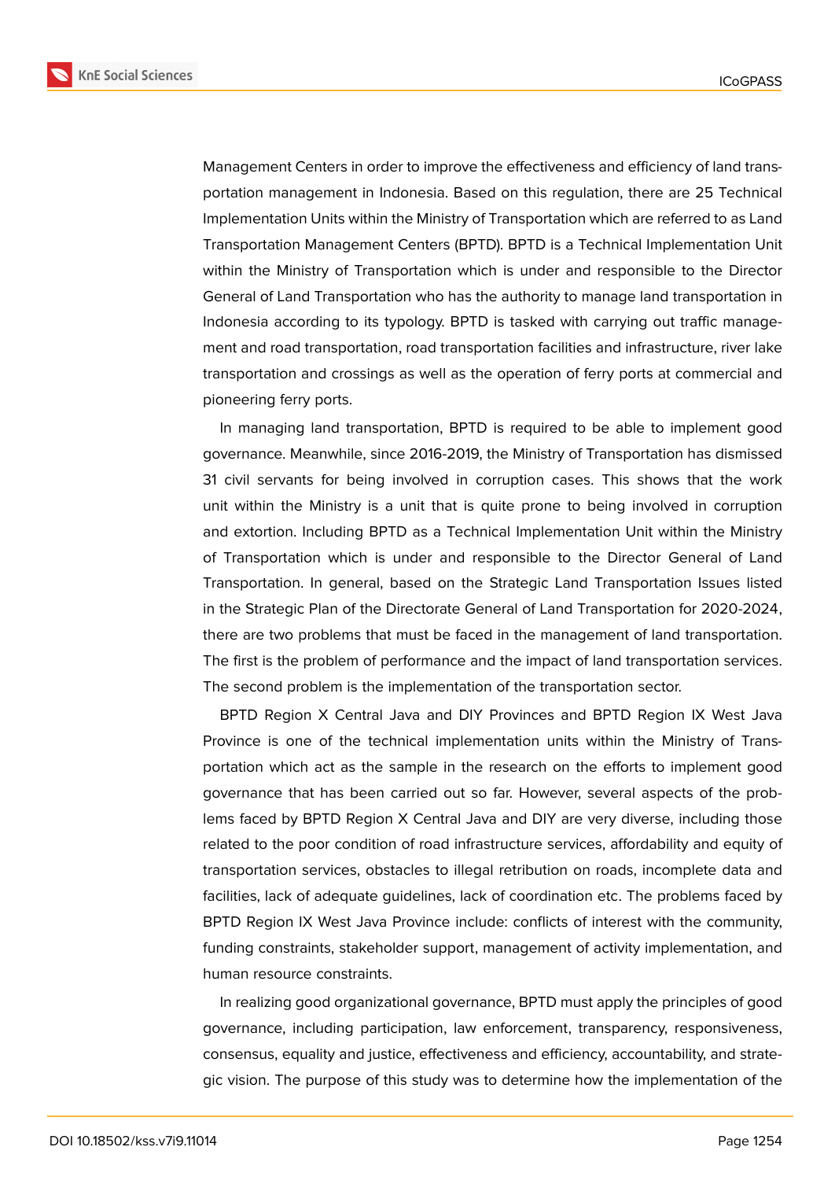Management Centers in order to improve the effectiveness and efficiency of land transportation management in Indonesia. Based on this regulation, there are 25 Technical Implementation Units within the Ministry of Transportation which are referred to as Land Transportation Management Centers (BPTD). BPTD is a Technical Implementation Unit within the Ministry of Transportation which is under and responsible to the Director General of Land Transportation who has the authority to manage land transportation in Indonesia according to its typology. BPTD is tasked with carrying out traffic management and road transportation, road transportation facilities and infrastructure, river lake transportation and crossings as well as the operation of ferry ports at commercial and pioneering ferry ports.

In managing land transportation, BPTD is required to be able to implement good governance. Meanwhile, since 2016-2019, the Ministry of Transportation has dismissed 31 civil servants for being involved in corruption cases. This shows that the work unit within the Ministry is a unit that is quite prone to being involved in corruption and extortion. Including BPTD as a Technical Implementation Unit within the Ministry of Transportation which is under and responsible to the Director General of Land Transportation. In general, based on the Strategic Land Transportation Issues listed in the Strategic Plan of the Directorate General of Land Transportation for 2020-2024, there are two problems that must be faced in the management of land transportation. The first is the problem of performance and the impact of land transportation services. The second problem is the implementation of the transportation sector.

BPTD Region X Central Java and DIY Provinces and BPTD Region IX West Java Province is one of the technical implementation units within the Ministry of Transportation which act as the sample in the research on the efforts to implement good governance that has been carried out so far. However, several aspects of the problems faced by BPTD Region X Central Java and DIY are very diverse, including those related to the poor condition of road infrastructure services, affordability and equity of transportation services, obstacles to illegal retribution on roads, incomplete data and facilities, lack of adequate guidelines, lack of coordination etc. The problems faced by BPTD Region IX West Java Province include: conflicts of interest with the community, funding constraints, stakeholder support, management of activity implementation, and human resource constraints.

In realizing good organizational governance, BPTD must apply the principles of good governance, including participation, law enforcement, transparency, responsiveness, consensus, equality and justice, effectiveness and efficiency, accountability, and strategic vision. The purpose of this study was to determine how the implementation of the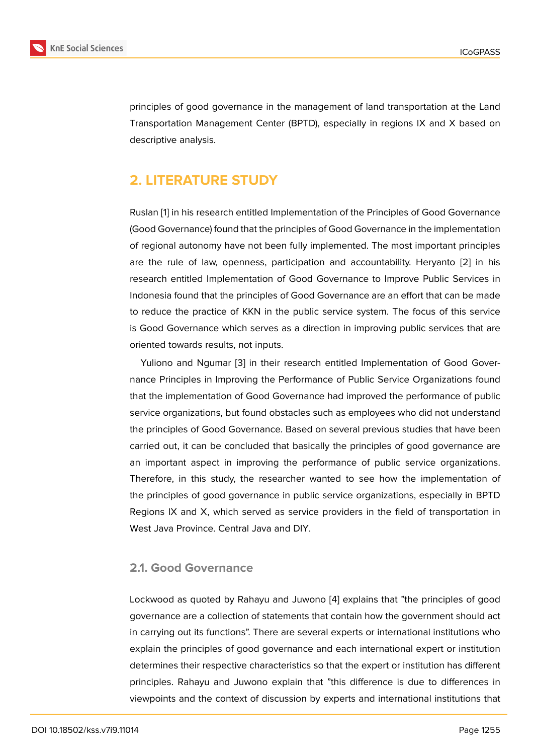principles of good governance in the management of land transportation at the Land Transportation Management Center (BPTD), especially in regions IX and X based on descriptive analysis.

## 2. LITERATURE STUDY

Ruslan [1] in his research entitled Implementation of the Principles of Good Governance (Good Governance) found that the principles of Good Governance in the implementation of regional autonomy have not been fully implemented. The most important principles are the rule of law, openness, participation and accountability. Heryanto [2] in his research entitled Implementation of Good Governance to Improve Public Services in Indonesia found that the principles of Good Governance are an effort that can be made to reduce the practice of KKN in the public service system. The focus of this service is Good Governance which serves as a direction in improving public services that are oriented towards results, not inputs.

Yuliono and Ngumar [3] in their research entitled Implementation of Good Governance Principles in Improving the Performance of Public Service Organizations found that the implementation of Good Governance had improved the performance of public service organizations, but found obstacles such as employees who did not understand the principles of Good Governance. Based on several previous studies that have been carried out, it can be concluded that basically the principles of good governance are an important aspect in improving the performance of public service organizations. Therefore, in this study, the researcher wanted to see how the implementation of the principles of good governance in public service organizations, especially in BPTD Regions IX and X, which served as service providers in the field of transportation in West Java Province. Central Java and DIY.

### 2.1. Good Governance

Lockwood as quoted by Rahayu and Juwono [4] explains that "the principles of good governance are a collection of statements that contain how the government should act in carrying out its functions". There are several experts or international institutions who explain the principles of good governance and each international expert or institution determines their respective characteristics so that the expert or institution has different principles. Rahayu and Juwono explain that "this difference is due to differences in viewpoints and the context of discussion by experts and international institutions that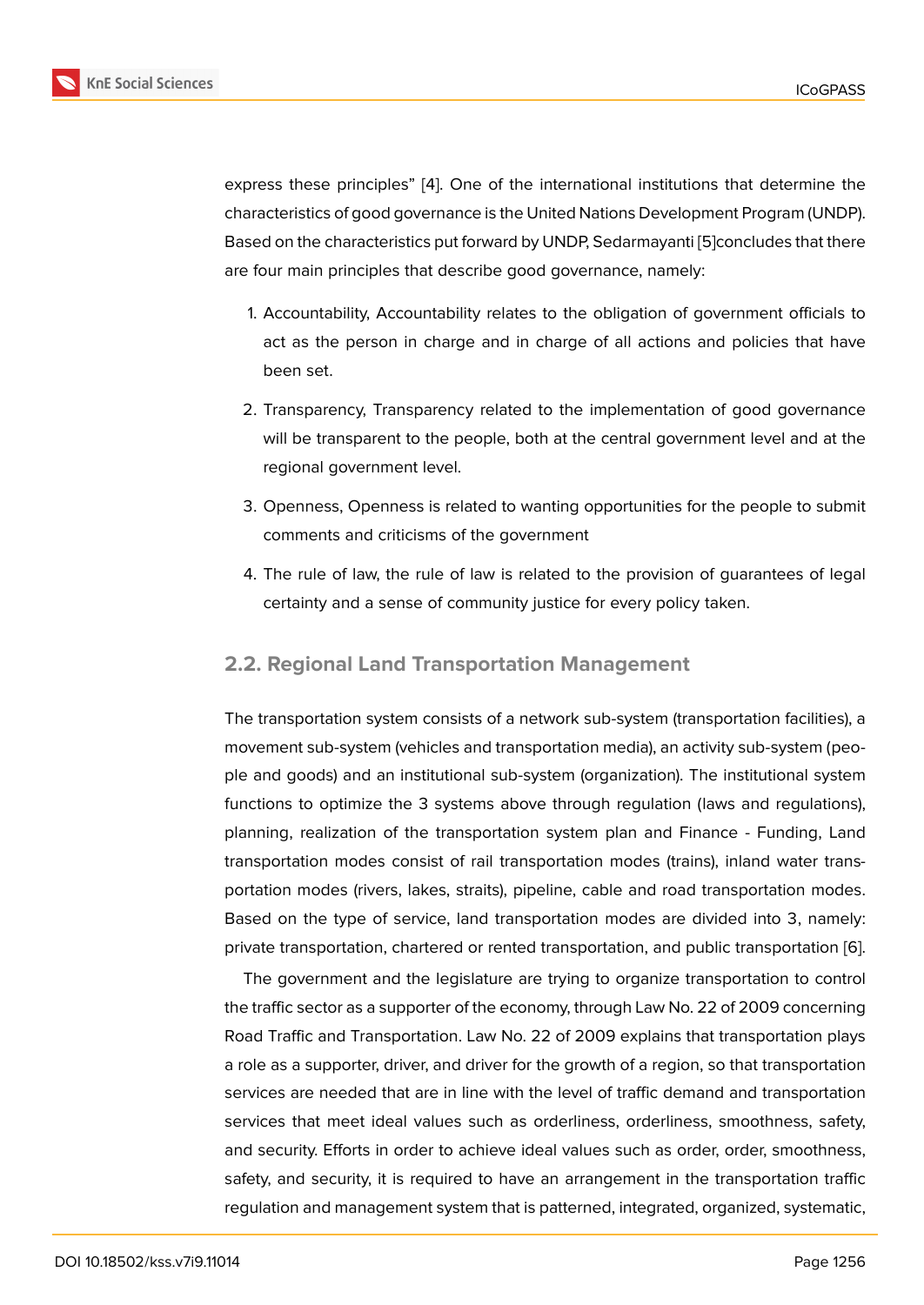express these principles" [4]. One of the international institutions that determine the characteristics of good governance is the United Nations Development Program (UNDP). Based on the characteristics put forward by UNDP, Sedarmayanti [5]concludes that there are four main principles that describe good governance, namely:

1. Accountability, Accountability relates to the obligation of government officials to act as the person in charge and in charge of all actions and policies that have been set.
2. Transparency, Transparency related to the implementation of good governance will be transparent to the people, both at the central government level and at the regional government level.
3. Openness, Openness is related to wanting opportunities for the people to submit comments and criticisms of the government
4. The rule of law, the rule of law is related to the provision of guarantees of legal certainty and a sense of community justice for every policy taken.

## 2.2. Regional Land Transportation Management

The transportation system consists of a network sub-system (transportation facilities), a movement sub-system (vehicles and transportation media), an activity sub-system (people and goods) and an institutional sub-system (organization). The institutional system functions to optimize the 3 systems above through regulation (laws and regulations), planning, realization of the transportation system plan and Finance - Funding, Land transportation modes consist of rail transportation modes (trains), inland water transportation modes (rivers, lakes, straits), pipeline, cable and road transportation modes. Based on the type of service, land transportation modes are divided into 3, namely: private transportation, chartered or rented transportation, and public transportation [6].

The government and the legislature are trying to organize transportation to control the traffic sector as a supporter of the economy, through Law No. 22 of 2009 concerning Road Traffic and Transportation. Law No. 22 of 2009 explains that transportation plays a role as a supporter, driver, and driver for the growth of a region, so that transportation services are needed that are in line with the level of traffic demand and transportation services that meet ideal values such as orderliness, orderliness, smoothness, safety, and security. Efforts in order to achieve ideal values such as order, order, smoothness, safety, and security, it is required to have an arrangement in the transportation traffic regulation and management system that is patterned, integrated, organized, systematic,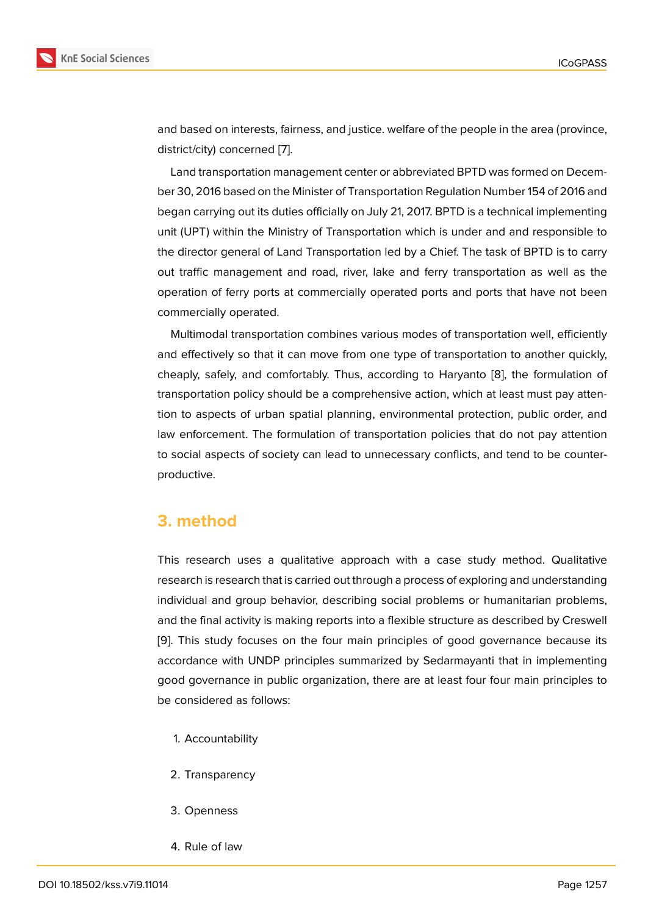and based on interests, fairness, and justice. welfare of the people in the area (province, district/city) concerned [7].

Land transportation management center or abbreviated BPTD was formed on December 30, 2016 based on the Minister of Transportation Regulation Number 154 of 2016 and began carrying out its duties officially on July 21, 2017. BPTD is a technical implementing unit (UPT) within the Ministry of Transportation which is under and and responsible to the director general of Land Transportation led by a Chief. The task of BPTD is to carry out traffic management and road, river, lake and ferry transportation as well as the operation of ferry ports at commercially operated ports and ports that have not been commercially operated.

Multimodal transportation combines various modes of transportation well, efficiently and effectively so that it can move from one type of transportation to another quickly, cheaply, safely, and comfortably. Thus, according to Haryanto [8], the formulation of transportation policy should be a comprehensive action, which at least must pay attention to aspects of urban spatial planning, environmental protection, public order, and law enforcement. The formulation of transportation policies that do not pay attention to social aspects of society can lead to unnecessary conflicts, and tend to be counterproductive.

## 3. method

This research uses a qualitative approach with a case study method. Qualitative research is research that is carried out through a process of exploring and understanding individual and group behavior, describing social problems or humanitarian problems, and the final activity is making reports into a flexible structure as described by Creswell [9]. This study focuses on the four main principles of good governance because its accordance with UNDP principles summarized by Sedarmayanti that in implementing good governance in public organization, there are at least four four main principles to be considered as follows:

1. Accountability
2. Transparency
3. Openness
4. Rule of law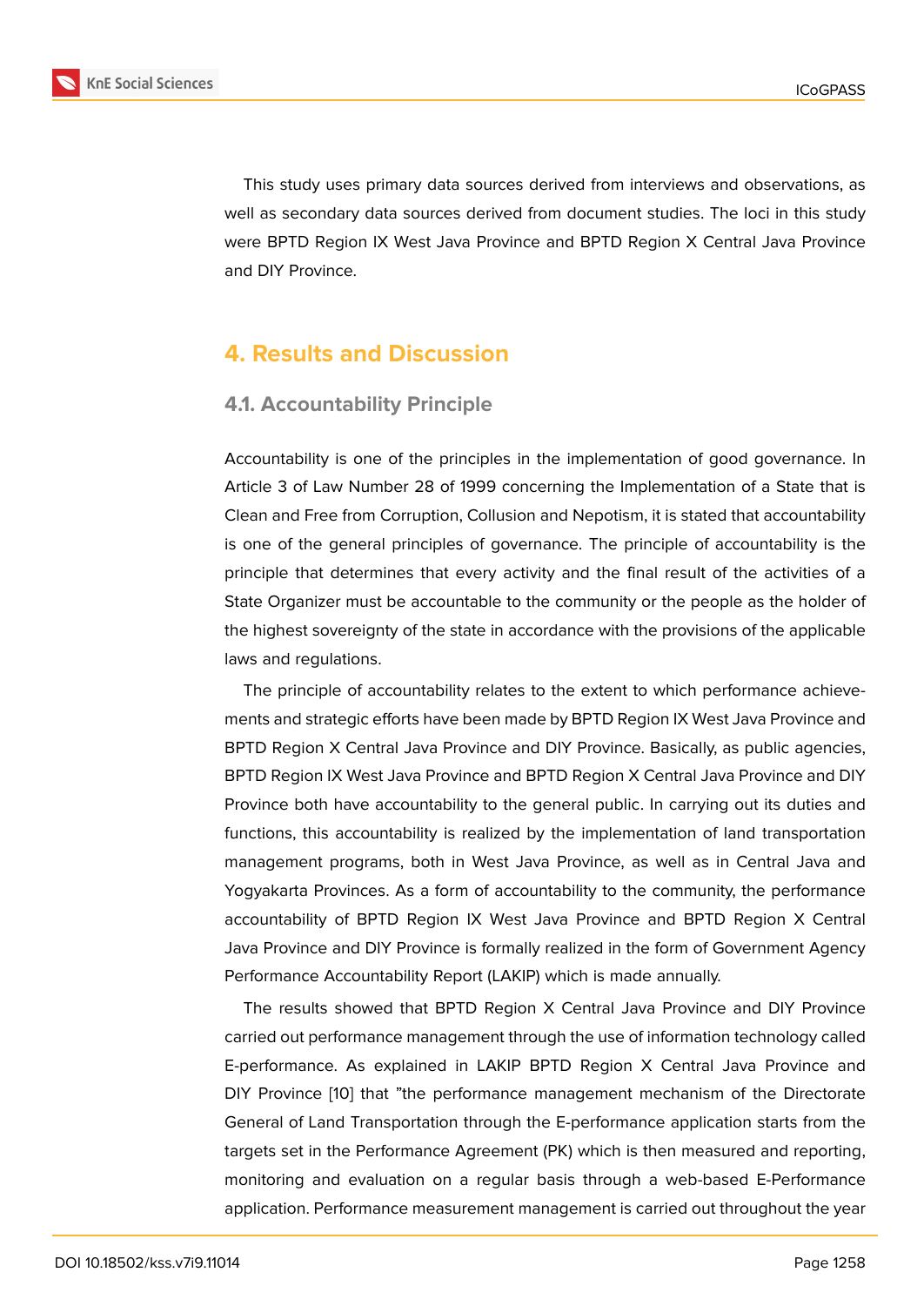This study uses primary data sources derived from interviews and observations, as well as secondary data sources derived from document studies. The loci in this study were BPTD Region IX West Java Province and BPTD Region X Central Java Province and DIY Province.

## 4. Results and Discussion

### 4.1. Accountability Principle

Accountability is one of the principles in the implementation of good governance. In Article 3 of Law Number 28 of 1999 concerning the Implementation of a State that is Clean and Free from Corruption, Collusion and Nepotism, it is stated that accountability is one of the general principles of governance. The principle of accountability is the principle that determines that every activity and the final result of the activities of a State Organizer must be accountable to the community or the people as the holder of the highest sovereignty of the state in accordance with the provisions of the applicable laws and regulations.

The principle of accountability relates to the extent to which performance achievements and strategic efforts have been made by BPTD Region IX West Java Province and BPTD Region X Central Java Province and DIY Province. Basically, as public agencies, BPTD Region IX West Java Province and BPTD Region X Central Java Province and DIY Province both have accountability to the general public. In carrying out its duties and functions, this accountability is realized by the implementation of land transportation management programs, both in West Java Province, as well as in Central Java and Yogyakarta Provinces. As a form of accountability to the community, the performance accountability of BPTD Region IX West Java Province and BPTD Region X Central Java Province and DIY Province is formally realized in the form of Government Agency Performance Accountability Report (LAKIP) which is made annually.

The results showed that BPTD Region X Central Java Province and DIY Province carried out performance management through the use of information technology called E-performance. As explained in LAKIP BPTD Region X Central Java Province and DIY Province [10] that "the performance management mechanism of the Directorate General of Land Transportation through the E-performance application starts from the targets set in the Performance Agreement (PK) which is then measured and reporting, monitoring and evaluation on a regular basis through a web-based E-Performance application. Performance measurement management is carried out throughout the year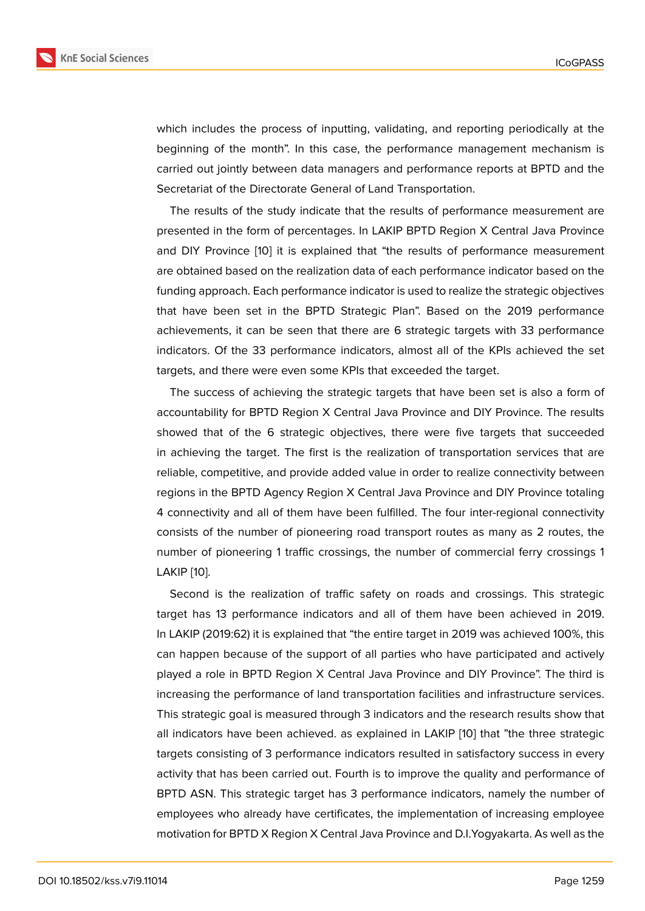which includes the process of inputting, validating, and reporting periodically at the beginning of the month". In this case, the performance management mechanism is carried out jointly between data managers and performance reports at BPTD and the Secretariat of the Directorate General of Land Transportation.

The results of the study indicate that the results of performance measurement are presented in the form of percentages. In LAKIP BPTD Region X Central Java Province and DIY Province [10] it is explained that "the results of performance measurement are obtained based on the realization data of each performance indicator based on the funding approach. Each performance indicator is used to realize the strategic objectives that have been set in the BPTD Strategic Plan". Based on the 2019 performance achievements, it can be seen that there are 6 strategic targets with 33 performance indicators. Of the 33 performance indicators, almost all of the KPIs achieved the set targets, and there were even some KPIs that exceeded the target.

The success of achieving the strategic targets that have been set is also a form of accountability for BPTD Region X Central Java Province and DIY Province. The results showed that of the 6 strategic objectives, there were five targets that succeeded in achieving the target. The first is the realization of transportation services that are reliable, competitive, and provide added value in order to realize connectivity between regions in the BPTD Agency Region X Central Java Province and DIY Province totaling 4 connectivity and all of them have been fulfilled. The four inter-regional connectivity consists of the number of pioneering road transport routes as many as 2 routes, the number of pioneering 1 traffic crossings, the number of commercial ferry crossings 1 LAKIP [10].

Second is the realization of traffic safety on roads and crossings. This strategic target has 13 performance indicators and all of them have been achieved in 2019. In LAKIP (2019:62) it is explained that "the entire target in 2019 was achieved 100%, this can happen because of the support of all parties who have participated and actively played a role in BPTD Region X Central Java Province and DIY Province". The third is increasing the performance of land transportation facilities and infrastructure services. This strategic goal is measured through 3 indicators and the research results show that all indicators have been achieved. as explained in LAKIP [10] that "the three strategic targets consisting of 3 performance indicators resulted in satisfactory success in every activity that has been carried out. Fourth is to improve the quality and performance of BPTD ASN. This strategic target has 3 performance indicators, namely the number of employees who already have certificates, the implementation of increasing employee motivation for BPTD X Region X Central Java Province and D.I.Yogyakarta. As well as the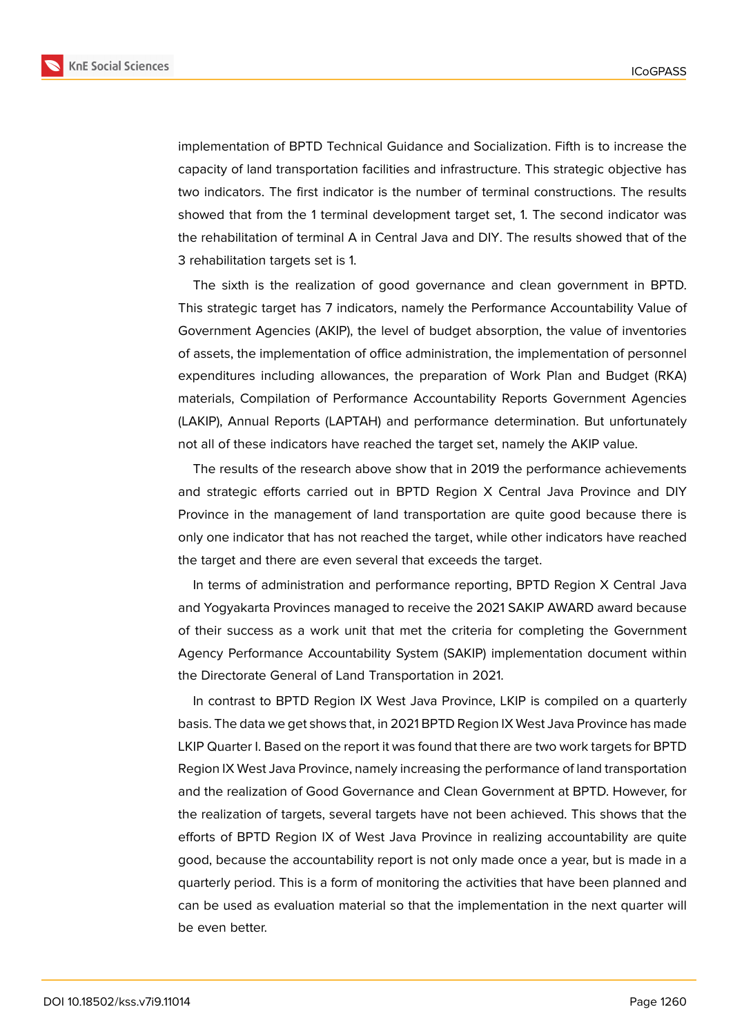implementation of BPTD Technical Guidance and Socialization. Fifth is to increase the capacity of land transportation facilities and infrastructure. This strategic objective has two indicators. The first indicator is the number of terminal constructions. The results showed that from the 1 terminal development target set, 1. The second indicator was the rehabilitation of terminal A in Central Java and DIY. The results showed that of the 3 rehabilitation targets set is 1.

The sixth is the realization of good governance and clean government in BPTD. This strategic target has 7 indicators, namely the Performance Accountability Value of Government Agencies (AKIP), the level of budget absorption, the value of inventories of assets, the implementation of office administration, the implementation of personnel expenditures including allowances, the preparation of Work Plan and Budget (RKA) materials, Compilation of Performance Accountability Reports Government Agencies (LAKIP), Annual Reports (LAPTAH) and performance determination. But unfortunately not all of these indicators have reached the target set, namely the AKIP value.

The results of the research above show that in 2019 the performance achievements and strategic efforts carried out in BPTD Region X Central Java Province and DIY Province in the management of land transportation are quite good because there is only one indicator that has not reached the target, while other indicators have reached the target and there are even several that exceeds the target.

In terms of administration and performance reporting, BPTD Region X Central Java and Yogyakarta Provinces managed to receive the 2021 SAKIP AWARD award because of their success as a work unit that met the criteria for completing the Government Agency Performance Accountability System (SAKIP) implementation document within the Directorate General of Land Transportation in 2021.

In contrast to BPTD Region IX West Java Province, LKIP is compiled on a quarterly basis. The data we get shows that, in 2021 BPTD Region IX West Java Province has made LKIP Quarter I. Based on the report it was found that there are two work targets for BPTD Region IX West Java Province, namely increasing the performance of land transportation and the realization of Good Governance and Clean Government at BPTD. However, for the realization of targets, several targets have not been achieved. This shows that the efforts of BPTD Region IX of West Java Province in realizing accountability are quite good, because the accountability report is not only made once a year, but is made in a quarterly period. This is a form of monitoring the activities that have been planned and can be used as evaluation material so that the implementation in the next quarter will be even better.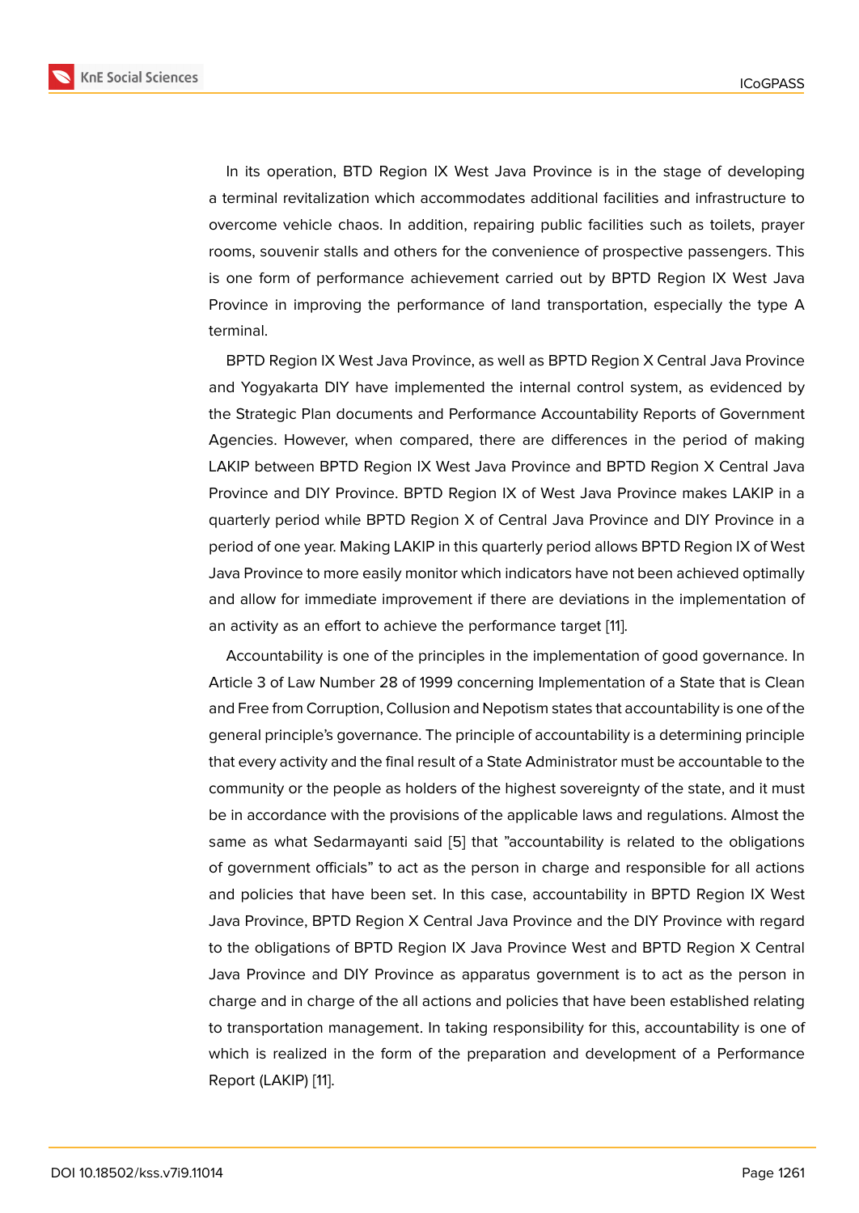In its operation, BTD Region IX West Java Province is in the stage of developing a terminal revitalization which accommodates additional facilities and infrastructure to overcome vehicle chaos. In addition, repairing public facilities such as toilets, prayer rooms, souvenir stalls and others for the convenience of prospective passengers. This is one form of performance achievement carried out by BPTD Region IX West Java Province in improving the performance of land transportation, especially the type A terminal.

BPTD Region IX West Java Province, as well as BPTD Region X Central Java Province and Yogyakarta DIY have implemented the internal control system, as evidenced by the Strategic Plan documents and Performance Accountability Reports of Government Agencies. However, when compared, there are differences in the period of making LAKIP between BPTD Region IX West Java Province and BPTD Region X Central Java Province and DIY Province. BPTD Region IX of West Java Province makes LAKIP in a quarterly period while BPTD Region X of Central Java Province and DIY Province in a period of one year. Making LAKIP in this quarterly period allows BPTD Region IX of West Java Province to more easily monitor which indicators have not been achieved optimally and allow for immediate improvement if there are deviations in the implementation of an activity as an effort to achieve the performance target [11].

Accountability is one of the principles in the implementation of good governance. In Article 3 of Law Number 28 of 1999 concerning Implementation of a State that is Clean and Free from Corruption, Collusion and Nepotism states that accountability is one of the general principle's governance. The principle of accountability is a determining principle that every activity and the final result of a State Administrator must be accountable to the community or the people as holders of the highest sovereignty of the state, and it must be in accordance with the provisions of the applicable laws and regulations. Almost the same as what Sedarmayanti said [5] that "accountability is related to the obligations of government officials" to act as the person in charge and responsible for all actions and policies that have been set. In this case, accountability in BPTD Region IX West Java Province, BPTD Region X Central Java Province and the DIY Province with regard to the obligations of BPTD Region IX Java Province West and BPTD Region X Central Java Province and DIY Province as apparatus government is to act as the person in charge and in charge of the all actions and policies that have been established relating to transportation management. In taking responsibility for this, accountability is one of which is realized in the form of the preparation and development of a Performance Report (LAKIP) [11].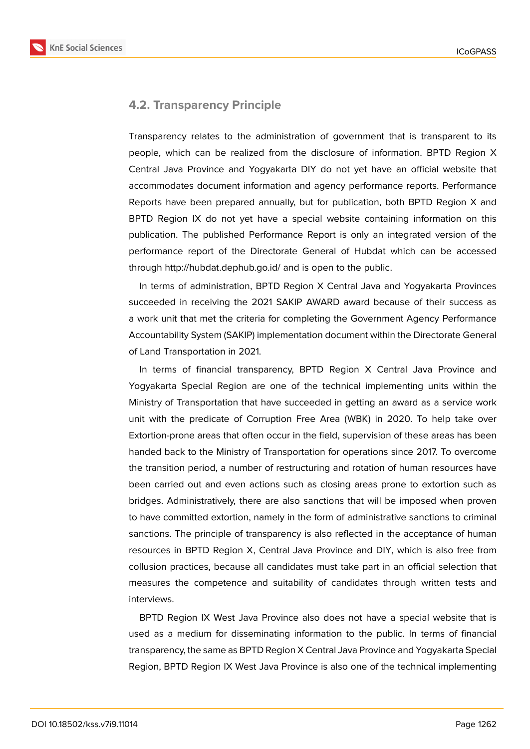### 4.2. Transparency Principle

Transparency relates to the administration of government that is transparent to its people, which can be realized from the disclosure of information. BPTD Region X Central Java Province and Yogyakarta DIY do not yet have an official website that accommodates document information and agency performance reports. Performance Reports have been prepared annually, but for publication, both BPTD Region X and BPTD Region IX do not yet have a special website containing information on this publication. The published Performance Report is only an integrated version of the performance report of the Directorate General of Hubdat which can be accessed through http://hubdat.dephub.go.id/ and is open to the public.

In terms of administration, BPTD Region X Central Java and Yogyakarta Provinces succeeded in receiving the 2021 SAKIP AWARD award because of their success as a work unit that met the criteria for completing the Government Agency Performance Accountability System (SAKIP) implementation document within the Directorate General of Land Transportation in 2021.

In terms of financial transparency, BPTD Region X Central Java Province and Yogyakarta Special Region are one of the technical implementing units within the Ministry of Transportation that have succeeded in getting an award as a service work unit with the predicate of Corruption Free Area (WBK) in 2020. To help take over Extortion-prone areas that often occur in the field, supervision of these areas has been handed back to the Ministry of Transportation for operations since 2017. To overcome the transition period, a number of restructuring and rotation of human resources have been carried out and even actions such as closing areas prone to extortion such as bridges. Administratively, there are also sanctions that will be imposed when proven to have committed extortion, namely in the form of administrative sanctions to criminal sanctions. The principle of transparency is also reflected in the acceptance of human resources in BPTD Region X, Central Java Province and DIY, which is also free from collusion practices, because all candidates must take part in an official selection that measures the competence and suitability of candidates through written tests and interviews.

BPTD Region IX West Java Province also does not have a special website that is used as a medium for disseminating information to the public. In terms of financial transparency, the same as BPTD Region X Central Java Province and Yogyakarta Special Region, BPTD Region IX West Java Province is also one of the technical implementing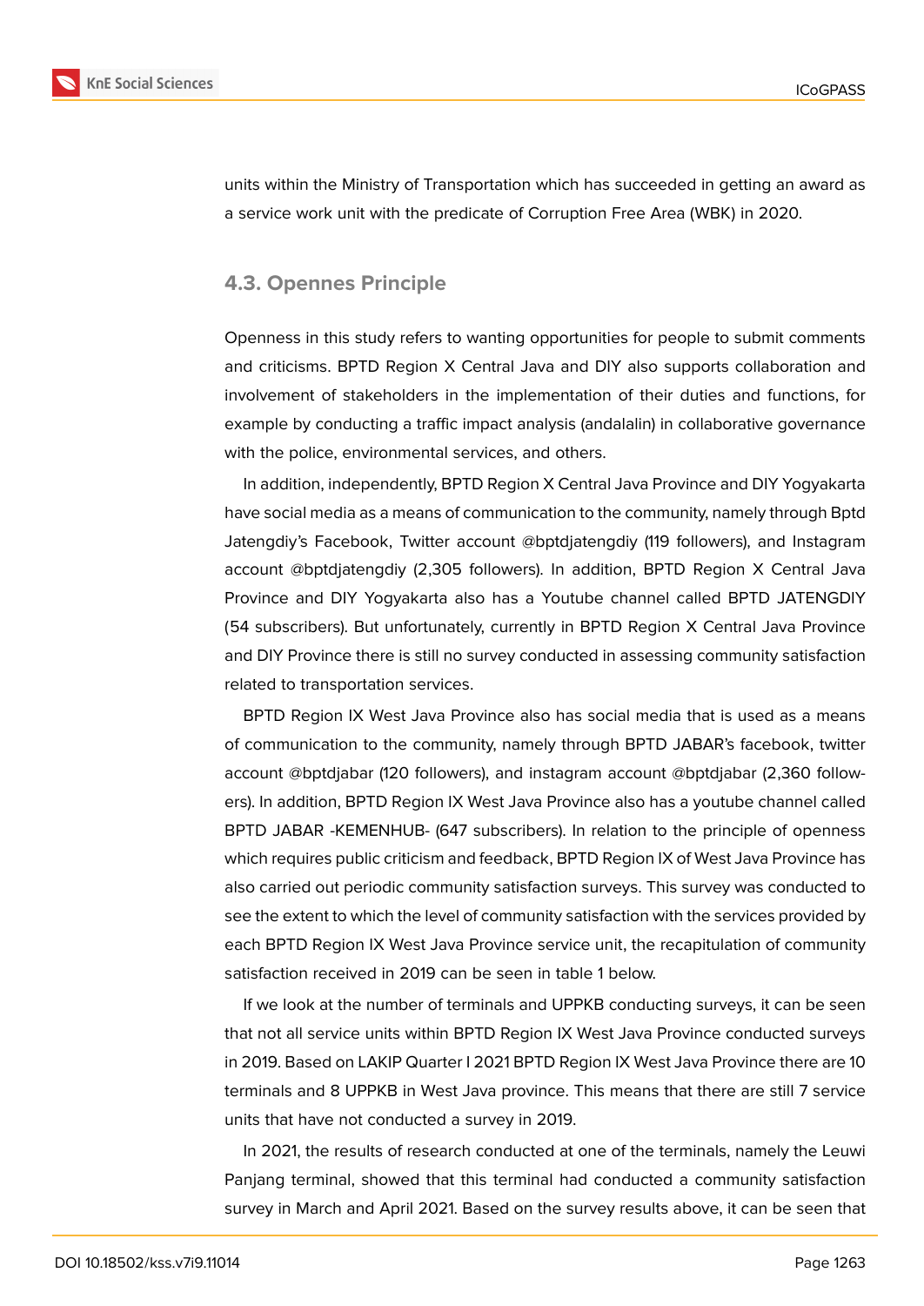units within the Ministry of Transportation which has succeeded in getting an award as a service work unit with the predicate of Corruption Free Area (WBK) in 2020.

### 4.3. Opennes Principle

Openness in this study refers to wanting opportunities for people to submit comments and criticisms. BPTD Region X Central Java and DIY also supports collaboration and involvement of stakeholders in the implementation of their duties and functions, for example by conducting a traffic impact analysis (andalalin) in collaborative governance with the police, environmental services, and others.

In addition, independently, BPTD Region X Central Java Province and DIY Yogyakarta have social media as a means of communication to the community, namely through Bptd Jatengdiy's Facebook, Twitter account @bptdjatengdiy (119 followers), and Instagram account @bptdjatengdiy (2,305 followers). In addition, BPTD Region X Central Java Province and DIY Yogyakarta also has a Youtube channel called BPTD JATENGDIY (54 subscribers). But unfortunately, currently in BPTD Region X Central Java Province and DIY Province there is still no survey conducted in assessing community satisfaction related to transportation services.

BPTD Region IX West Java Province also has social media that is used as a means of communication to the community, namely through BPTD JABAR's facebook, twitter account @bptdjabar (120 followers), and instagram account @bptdjabar (2,360 followers). In addition, BPTD Region IX West Java Province also has a youtube channel called BPTD JABAR -KEMENHUB- (647 subscribers). In relation to the principle of openness which requires public criticism and feedback, BPTD Region IX of West Java Province has also carried out periodic community satisfaction surveys. This survey was conducted to see the extent to which the level of community satisfaction with the services provided by each BPTD Region IX West Java Province service unit, the recapitulation of community satisfaction received in 2019 can be seen in table 1 below.

If we look at the number of terminals and UPPKB conducting surveys, it can be seen that not all service units within BPTD Region IX West Java Province conducted surveys in 2019. Based on LAKIP Quarter I 2021 BPTD Region IX West Java Province there are 10 terminals and 8 UPPKB in West Java province. This means that there are still 7 service units that have not conducted a survey in 2019.

In 2021, the results of research conducted at one of the terminals, namely the Leuwi Panjang terminal, showed that this terminal had conducted a community satisfaction survey in March and April 2021. Based on the survey results above, it can be seen that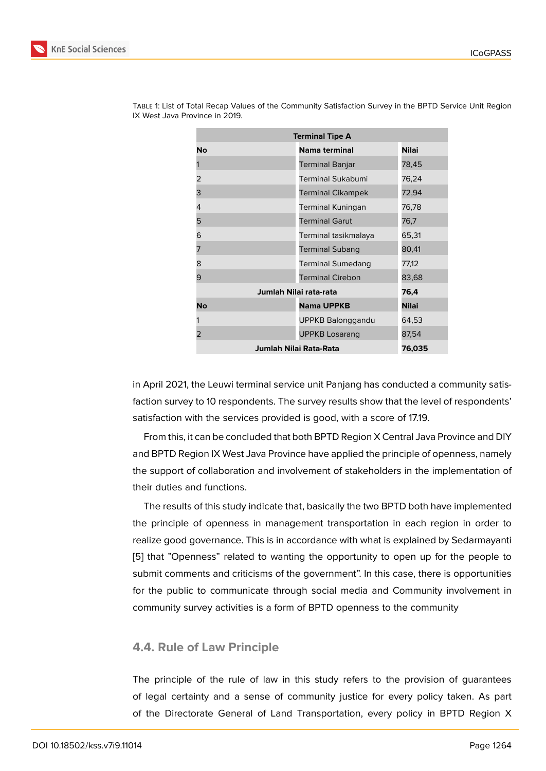Table 1: List of Total Recap Values of the Community Satisfaction Survey in the BPTD Service Unit Region IX West Java Province in 2019.

| Terminal Tipe A | | |
|---|---|---|
| **No** | **Nama terminal** | **Nilai** |
| 1 | Terminal Banjar | 78,45 |
| 2 | Terminal Sukabumi | 76,24 |
| 3 | Terminal Cikampek | 72,94 |
| 4 | Terminal Kuningan | 76,78 |
| 5 | Terminal Garut | 76,7 |
| 6 | Terminal tasikmalaya | 65,31 |
| 7 | Terminal Subang | 80,41 |
| 8 | Terminal Sumedang | 77,12 |
| 9 | Terminal Cirebon | 83,68 |
| **Jumlah Nilai rata-rata** | | **76,4** |
| **No** | **Nama UPPKB** | **Nilai** |
| 1 | UPPKB Balonggandu | 64,53 |
| 2 | UPPKB Losarang | 87,54 |
| **Jumlah Nilai Rata-Rata** | | **76,035** |

in April 2021, the Leuwi terminal service unit Panjang has conducted a community satisfaction survey to 10 respondents. The survey results show that the level of respondents' satisfaction with the services provided is good, with a score of 17.19.

From this, it can be concluded that both BPTD Region X Central Java Province and DIY and BPTD Region IX West Java Province have applied the principle of openness, namely the support of collaboration and involvement of stakeholders in the implementation of their duties and functions.

The results of this study indicate that, basically the two BPTD both have implemented the principle of openness in management transportation in each region in order to realize good governance. This is in accordance with what is explained by Sedarmayanti [5] that "Openness" related to wanting the opportunity to open up for the people to submit comments and criticisms of the government". In this case, there is opportunities for the public to communicate through social media and Community involvement in community survey activities is a form of BPTD openness to the community

## 4.4. Rule of Law Principle

The principle of the rule of law in this study refers to the provision of guarantees of legal certainty and a sense of community justice for every policy taken. As part of the Directorate General of Land Transportation, every policy in BPTD Region X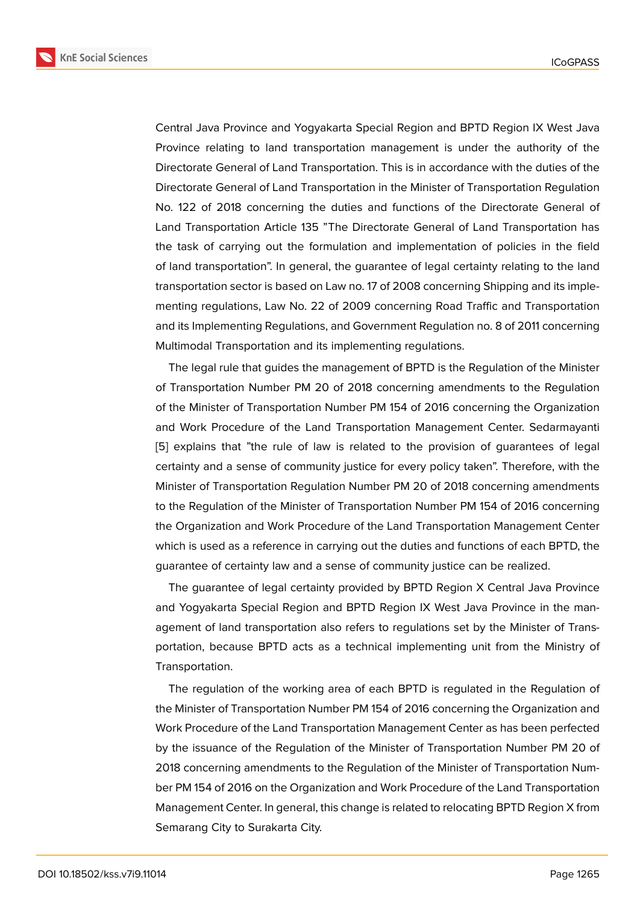Central Java Province and Yogyakarta Special Region and BPTD Region IX West Java Province relating to land transportation management is under the authority of the Directorate General of Land Transportation. This is in accordance with the duties of the Directorate General of Land Transportation in the Minister of Transportation Regulation No. 122 of 2018 concerning the duties and functions of the Directorate General of Land Transportation Article 135 "The Directorate General of Land Transportation has the task of carrying out the formulation and implementation of policies in the field of land transportation". In general, the guarantee of legal certainty relating to the land transportation sector is based on Law no. 17 of 2008 concerning Shipping and its implementing regulations, Law No. 22 of 2009 concerning Road Traffic and Transportation and its Implementing Regulations, and Government Regulation no. 8 of 2011 concerning Multimodal Transportation and its implementing regulations.

The legal rule that guides the management of BPTD is the Regulation of the Minister of Transportation Number PM 20 of 2018 concerning amendments to the Regulation of the Minister of Transportation Number PM 154 of 2016 concerning the Organization and Work Procedure of the Land Transportation Management Center. Sedarmayanti [5] explains that "the rule of law is related to the provision of guarantees of legal certainty and a sense of community justice for every policy taken". Therefore, with the Minister of Transportation Regulation Number PM 20 of 2018 concerning amendments to the Regulation of the Minister of Transportation Number PM 154 of 2016 concerning the Organization and Work Procedure of the Land Transportation Management Center which is used as a reference in carrying out the duties and functions of each BPTD, the guarantee of certainty law and a sense of community justice can be realized.

The guarantee of legal certainty provided by BPTD Region X Central Java Province and Yogyakarta Special Region and BPTD Region IX West Java Province in the management of land transportation also refers to regulations set by the Minister of Transportation, because BPTD acts as a technical implementing unit from the Ministry of Transportation.

The regulation of the working area of each BPTD is regulated in the Regulation of the Minister of Transportation Number PM 154 of 2016 concerning the Organization and Work Procedure of the Land Transportation Management Center as has been perfected by the issuance of the Regulation of the Minister of Transportation Number PM 20 of 2018 concerning amendments to the Regulation of the Minister of Transportation Number PM 154 of 2016 on the Organization and Work Procedure of the Land Transportation Management Center. In general, this change is related to relocating BPTD Region X from Semarang City to Surakarta City.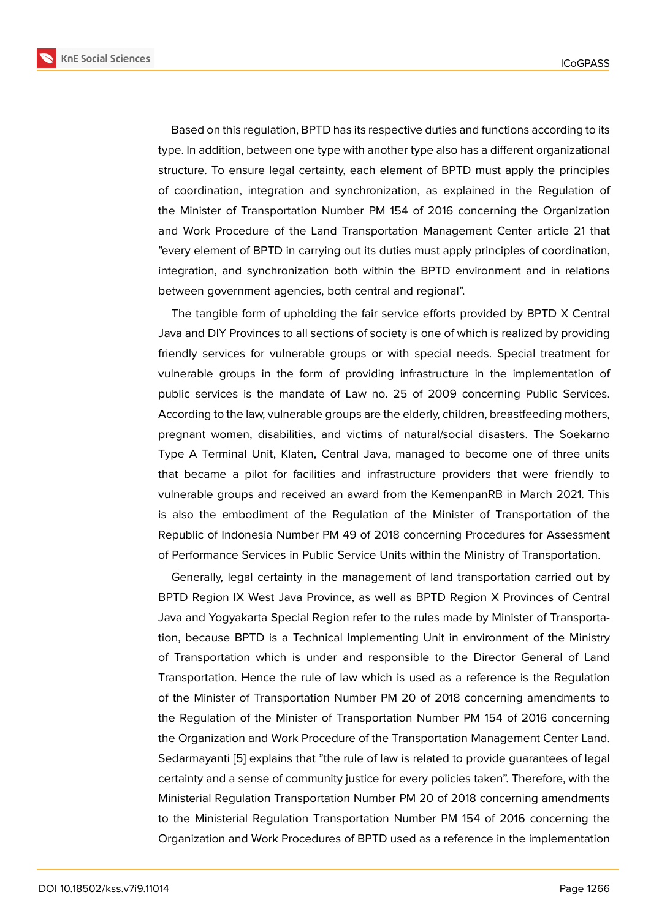Based on this regulation, BPTD has its respective duties and functions according to its type. In addition, between one type with another type also has a different organizational structure. To ensure legal certainty, each element of BPTD must apply the principles of coordination, integration and synchronization, as explained in the Regulation of the Minister of Transportation Number PM 154 of 2016 concerning the Organization and Work Procedure of the Land Transportation Management Center article 21 that "every element of BPTD in carrying out its duties must apply principles of coordination, integration, and synchronization both within the BPTD environment and in relations between government agencies, both central and regional".

The tangible form of upholding the fair service efforts provided by BPTD X Central Java and DIY Provinces to all sections of society is one of which is realized by providing friendly services for vulnerable groups or with special needs. Special treatment for vulnerable groups in the form of providing infrastructure in the implementation of public services is the mandate of Law no. 25 of 2009 concerning Public Services. According to the law, vulnerable groups are the elderly, children, breastfeeding mothers, pregnant women, disabilities, and victims of natural/social disasters. The Soekarno Type A Terminal Unit, Klaten, Central Java, managed to become one of three units that became a pilot for facilities and infrastructure providers that were friendly to vulnerable groups and received an award from the KemenpanRB in March 2021. This is also the embodiment of the Regulation of the Minister of Transportation of the Republic of Indonesia Number PM 49 of 2018 concerning Procedures for Assessment of Performance Services in Public Service Units within the Ministry of Transportation.

Generally, legal certainty in the management of land transportation carried out by BPTD Region IX West Java Province, as well as BPTD Region X Provinces of Central Java and Yogyakarta Special Region refer to the rules made by Minister of Transportation, because BPTD is a Technical Implementing Unit in environment of the Ministry of Transportation which is under and responsible to the Director General of Land Transportation. Hence the rule of law which is used as a reference is the Regulation of the Minister of Transportation Number PM 20 of 2018 concerning amendments to the Regulation of the Minister of Transportation Number PM 154 of 2016 concerning the Organization and Work Procedure of the Transportation Management Center Land. Sedarmayanti [5] explains that "the rule of law is related to provide guarantees of legal certainty and a sense of community justice for every policies taken". Therefore, with the Ministerial Regulation Transportation Number PM 20 of 2018 concerning amendments to the Ministerial Regulation Transportation Number PM 154 of 2016 concerning the Organization and Work Procedures of BPTD used as a reference in the implementation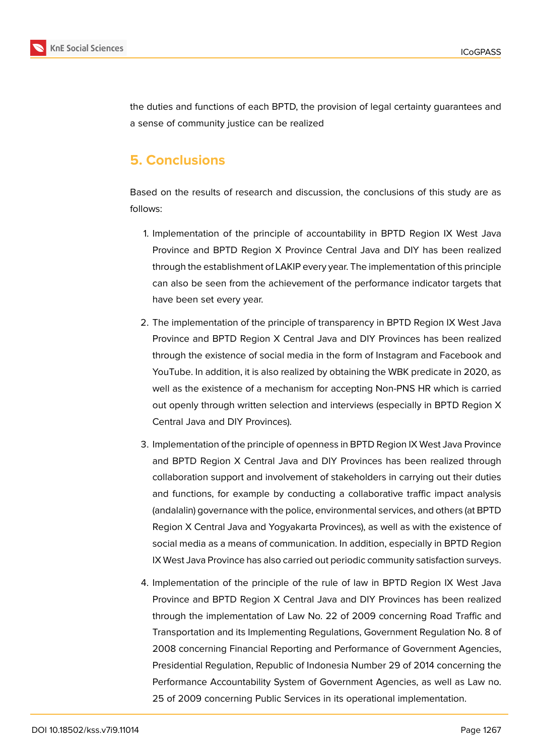the duties and functions of each BPTD, the provision of legal certainty guarantees and a sense of community justice can be realized

## 5. Conclusions

Based on the results of research and discussion, the conclusions of this study are as follows:

1. Implementation of the principle of accountability in BPTD Region IX West Java Province and BPTD Region X Province Central Java and DIY has been realized through the establishment of LAKIP every year. The implementation of this principle can also be seen from the achievement of the performance indicator targets that have been set every year.
2. The implementation of the principle of transparency in BPTD Region IX West Java Province and BPTD Region X Central Java and DIY Provinces has been realized through the existence of social media in the form of Instagram and Facebook and YouTube. In addition, it is also realized by obtaining the WBK predicate in 2020, as well as the existence of a mechanism for accepting Non-PNS HR which is carried out openly through written selection and interviews (especially in BPTD Region X Central Java and DIY Provinces).
3. Implementation of the principle of openness in BPTD Region IX West Java Province and BPTD Region X Central Java and DIY Provinces has been realized through collaboration support and involvement of stakeholders in carrying out their duties and functions, for example by conducting a collaborative traffic impact analysis (andalalin) governance with the police, environmental services, and others (at BPTD Region X Central Java and Yogyakarta Provinces), as well as with the existence of social media as a means of communication. In addition, especially in BPTD Region IX West Java Province has also carried out periodic community satisfaction surveys.
4. Implementation of the principle of the rule of law in BPTD Region IX West Java Province and BPTD Region X Central Java and DIY Provinces has been realized through the implementation of Law No. 22 of 2009 concerning Road Traffic and Transportation and its Implementing Regulations, Government Regulation No. 8 of 2008 concerning Financial Reporting and Performance of Government Agencies, Presidential Regulation, Republic of Indonesia Number 29 of 2014 concerning the Performance Accountability System of Government Agencies, as well as Law no. 25 of 2009 concerning Public Services in its operational implementation.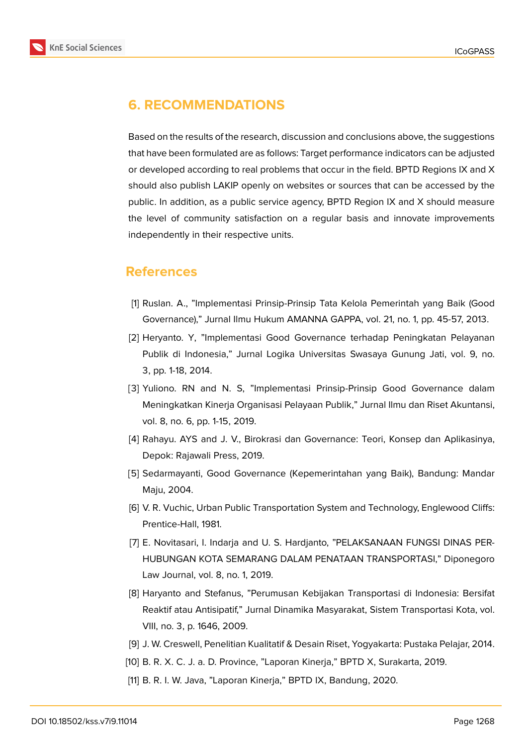## 6. RECOMMENDATIONS

Based on the results of the research, discussion and conclusions above, the suggestions that have been formulated are as follows: Target performance indicators can be adjusted or developed according to real problems that occur in the field. BPTD Regions IX and X should also publish LAKIP openly on websites or sources that can be accessed by the public. In addition, as a public service agency, BPTD Region IX and X should measure the level of community satisfaction on a regular basis and innovate improvements independently in their respective units.

## References

[1] Ruslan. A., "Implementasi Prinsip-Prinsip Tata Kelola Pemerintah yang Baik (Good Governance)," Jurnal Ilmu Hukum AMANNA GAPPA, vol. 21, no. 1, pp. 45-57, 2013.

[2] Heryanto. Y, "Implementasi Good Governance terhadap Peningkatan Pelayanan Publik di Indonesia," Jurnal Logika Universitas Swasaya Gunung Jati, vol. 9, no. 3, pp. 1-18, 2014.

[3] Yuliono. RN and N. S, "Implementasi Prinsip-Prinsip Good Governance dalam Meningkatkan Kinerja Organisasi Pelayaan Publik," Jurnal Ilmu dan Riset Akuntansi, vol. 8, no. 6, pp. 1-15, 2019.

[4] Rahayu. AYS and J. V., Birokrasi dan Governance: Teori, Konsep dan Aplikasinya, Depok: Rajawali Press, 2019.

[5] Sedarmayanti, Good Governance (Kepemerintahan yang Baik), Bandung: Mandar Maju, 2004.

[6] V. R. Vuchic, Urban Public Transportation System and Technology, Englewood Cliffs: Prentice-Hall, 1981.

[7] E. Novitasari, I. Indarja and U. S. Hardjanto, "PELAKSANAAN FUNGSI DINAS PERHUBUNGAN KOTA SEMARANG DALAM PENATAAN TRANSPORTASI," Diponegoro Law Journal, vol. 8, no. 1, 2019.

[8] Haryanto and Stefanus, "Perumusan Kebijakan Transportasi di Indonesia: Bersifat Reaktif atau Antisipatif," Jurnal Dinamika Masyarakat, Sistem Transportasi Kota, vol. VIII, no. 3, p. 1646, 2009.

[9] J. W. Creswell, Penelitian Kualitatif & Desain Riset, Yogyakarta: Pustaka Pelajar, 2014.

[10] B. R. X. C. J. a. D. Province, "Laporan Kinerja," BPTD X, Surakarta, 2019.

[11] B. R. I. W. Java, "Laporan Kinerja," BPTD IX, Bandung, 2020.